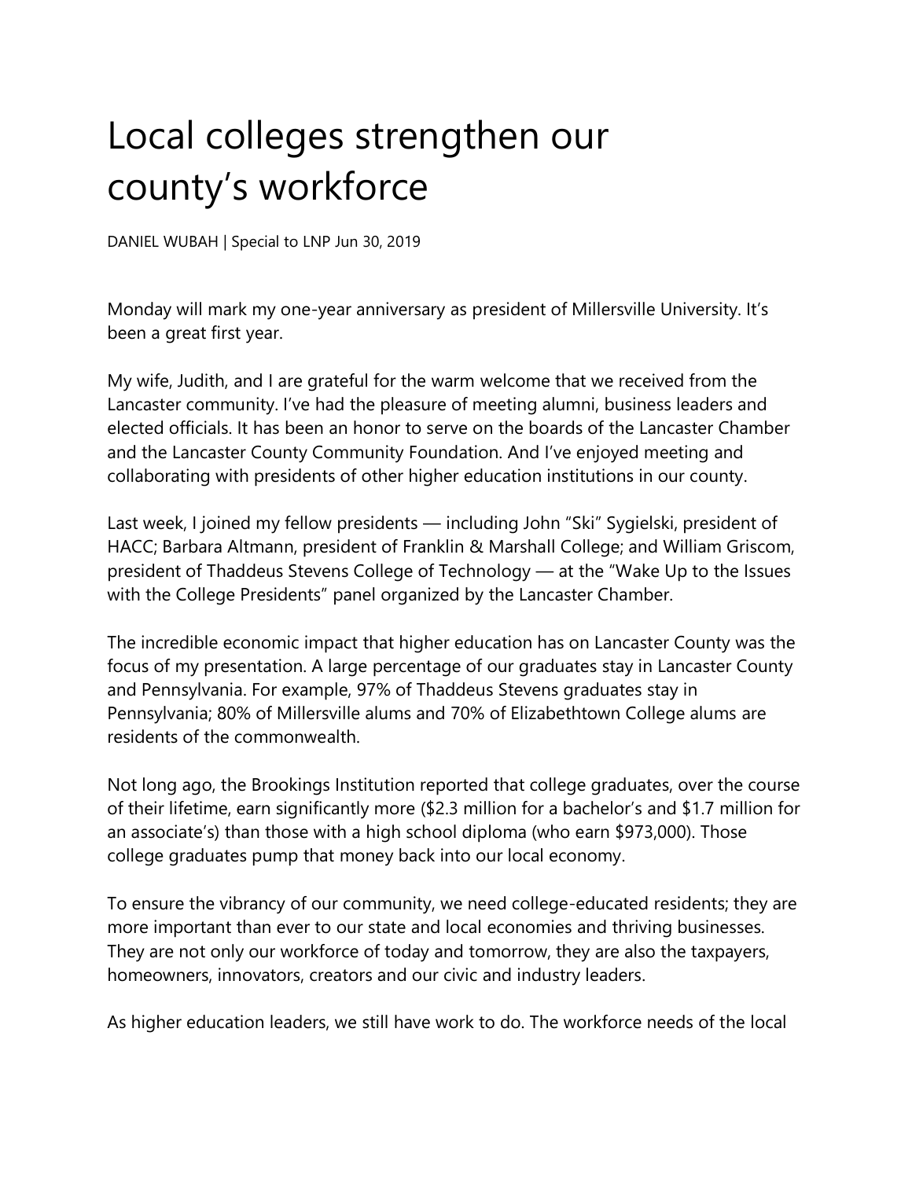# Local colleges strengthen our county's workforce

DANIEL WUBAH | Special to LNP Jun 30, 2019

Monday will mark my one-year anniversary as president of Millersville University. It's been a great first year.

My wife, Judith, and I are grateful for the warm welcome that we received from the Lancaster community. I've had the pleasure of meeting alumni, business leaders and elected officials. It has been an honor to serve on the boards of the Lancaster Chamber and the Lancaster County Community Foundation. And I've enjoyed meeting and collaborating with presidents of other higher education institutions in our county.

Last week, I joined my fellow presidents — including John "Ski" Sygielski, president of HACC; Barbara Altmann, president of Franklin & Marshall College; and William Griscom, president of Thaddeus Stevens College of Technology — at the "Wake Up to the Issues with the College Presidents" panel organized by the Lancaster Chamber.

The incredible economic impact that higher education has on Lancaster County was the focus of my presentation. A large percentage of our graduates stay in Lancaster County and Pennsylvania. For example, 97% of Thaddeus Stevens graduates stay in Pennsylvania; 80% of Millersville alums and 70% of Elizabethtown College alums are residents of the commonwealth.

Not long ago, the Brookings Institution reported that college graduates, over the course of their lifetime, earn significantly more ($2.3 million for a bachelor's and $1.7 million for an associate's) than those with a high school diploma (who earn $973,000). Those college graduates pump that money back into our local economy.

To ensure the vibrancy of our community, we need college-educated residents; they are more important than ever to our state and local economies and thriving businesses. They are not only our workforce of today and tomorrow, they are also the taxpayers, homeowners, innovators, creators and our civic and industry leaders.

As higher education leaders, we still have work to do. The workforce needs of the local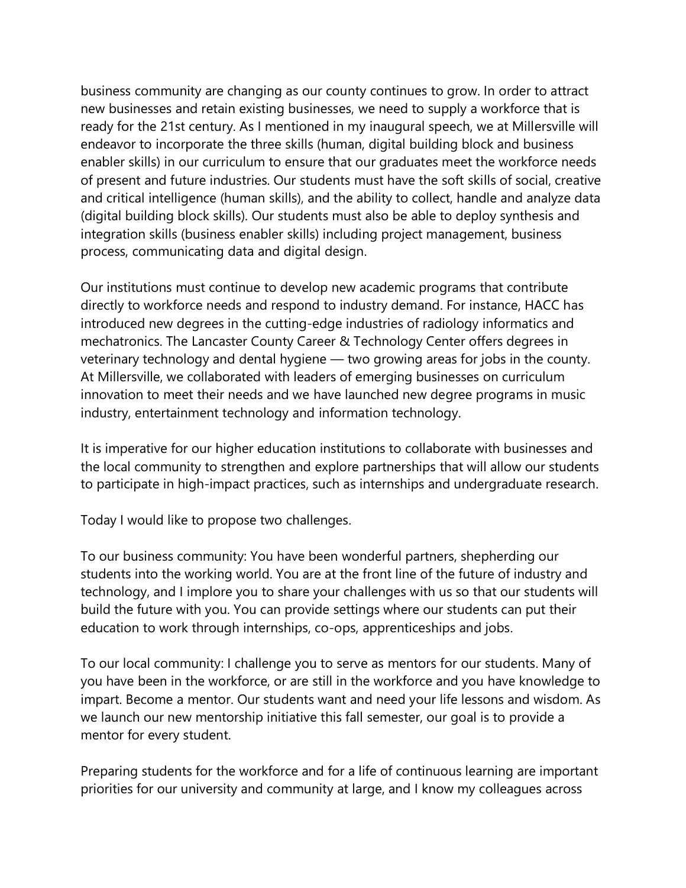business community are changing as our county continues to grow. In order to attract new businesses and retain existing businesses, we need to supply a workforce that is ready for the 21st century. As I mentioned in my inaugural speech, we at Millersville will endeavor to incorporate the three skills (human, digital building block and business enabler skills) in our curriculum to ensure that our graduates meet the workforce needs of present and future industries. Our students must have the soft skills of social, creative and critical intelligence (human skills), and the ability to collect, handle and analyze data (digital building block skills). Our students must also be able to deploy synthesis and integration skills (business enabler skills) including project management, business process, communicating data and digital design.

Our institutions must continue to develop new academic programs that contribute directly to workforce needs and respond to industry demand. For instance, HACC has introduced new degrees in the cutting-edge industries of radiology informatics and mechatronics. The Lancaster County Career & Technology Center offers degrees in veterinary technology and dental hygiene — two growing areas for jobs in the county. At Millersville, we collaborated with leaders of emerging businesses on curriculum innovation to meet their needs and we have launched new degree programs in music industry, entertainment technology and information technology.

It is imperative for our higher education institutions to collaborate with businesses and the local community to strengthen and explore partnerships that will allow our students to participate in high-impact practices, such as internships and undergraduate research.

Today I would like to propose two challenges.

To our business community: You have been wonderful partners, shepherding our students into the working world. You are at the front line of the future of industry and technology, and I implore you to share your challenges with us so that our students will build the future with you. You can provide settings where our students can put their education to work through internships, co-ops, apprenticeships and jobs.

To our local community: I challenge you to serve as mentors for our students. Many of you have been in the workforce, or are still in the workforce and you have knowledge to impart. Become a mentor. Our students want and need your life lessons and wisdom. As we launch our new mentorship initiative this fall semester, our goal is to provide a mentor for every student.

Preparing students for the workforce and for a life of continuous learning are important priorities for our university and community at large, and I know my colleagues across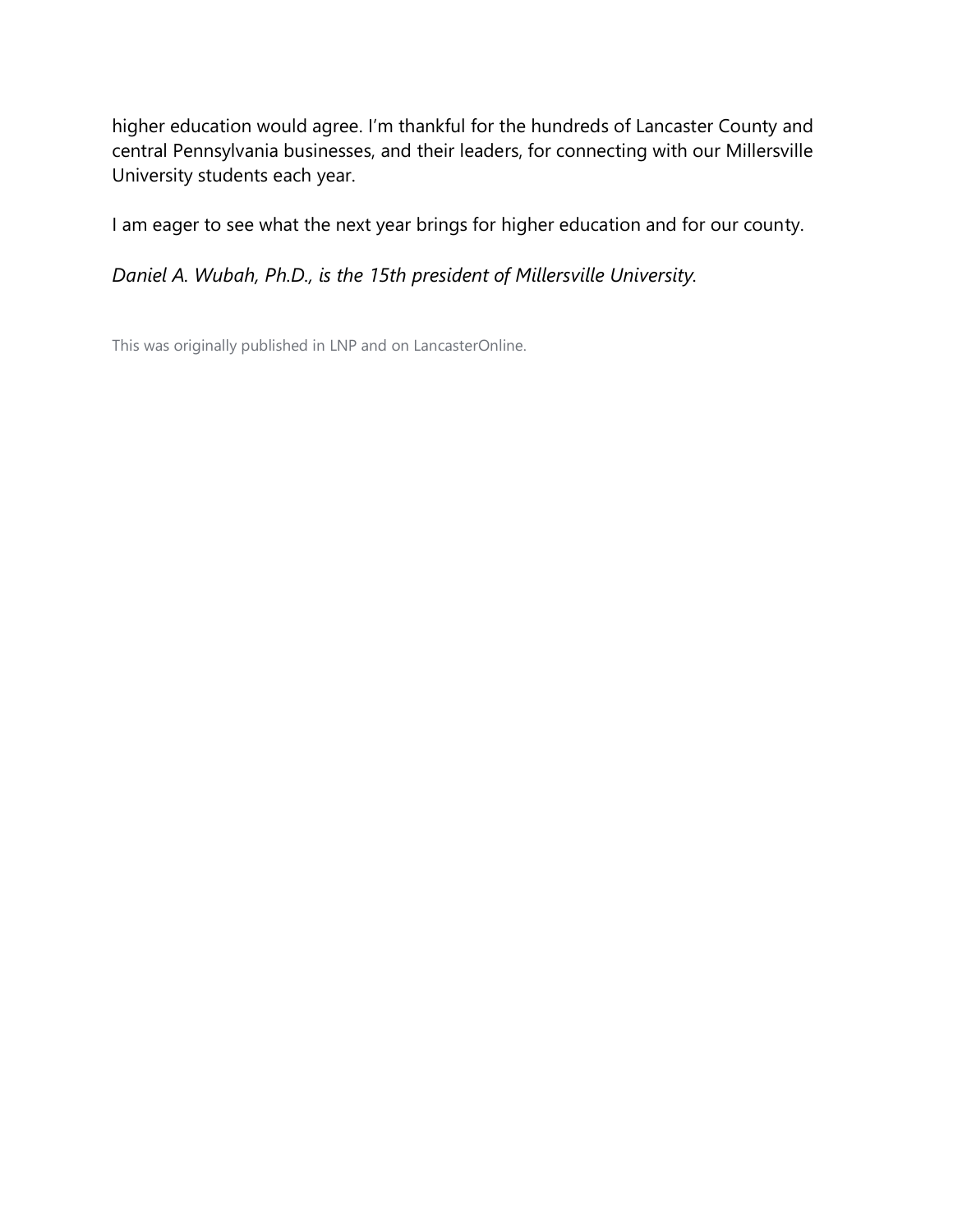higher education would agree. I'm thankful for the hundreds of Lancaster County and central Pennsylvania businesses, and their leaders, for connecting with our Millersville University students each year.

I am eager to see what the next year brings for higher education and for our county.

*Daniel A. Wubah, Ph.D., is the 15th president of Millersville University.*

This was originally published in LNP and on LancasterOnline.